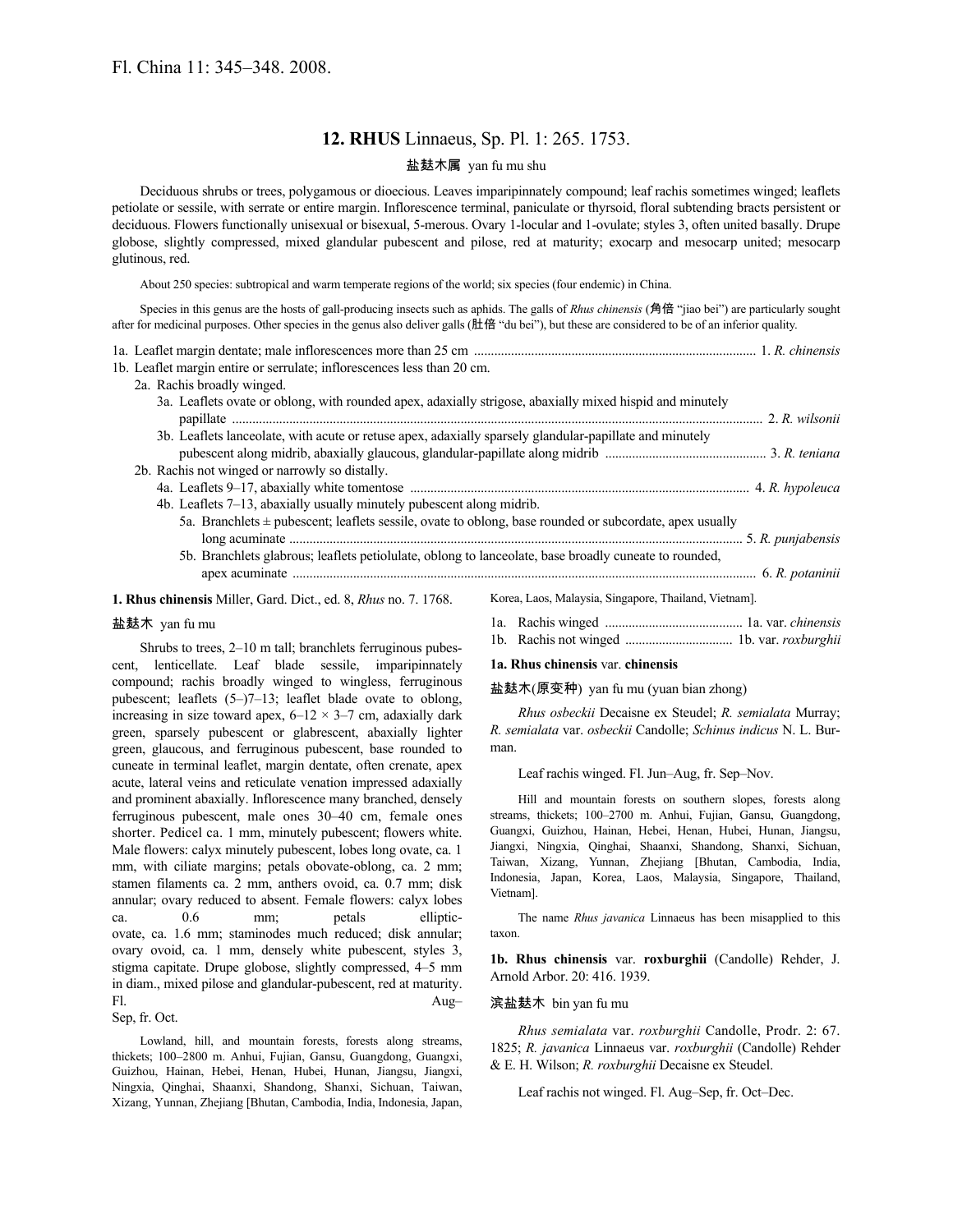Fl. China 11: 345–348. 2008.

# 12. RHUS Linnaeus, Sp. Pl. 1: 265. 1753.

盐麸木属 yan fu mu shu

Deciduous shrubs or trees, polygamous or dioecious. Leaves imparipinnately compound; leaf rachis sometimes winged; leaflets petiolate or sessile, with serrate or entire margin. Inflorescence terminal, paniculate or thyrsoid, floral subtending bracts persistent or deciduous. Flowers functionally unisexual or bisexual, 5-merous. Ovary 1-locular and 1-ovulate; styles 3, often united basally. Drupe globose, slightly compressed, mixed glandular pubescent and pilose, red at maturity; exocarp and mesocarp united; mesocarp glutinous, red.

About 250 species: subtropical and warm temperate regions of the world; six species (four endemic) in China.

Species in this genus are the hosts of gall-producing insects such as aphids. The galls of *Rhus chinensis* (角倍 "jiao bei") are particularly sought after for medicinal purposes. Other species in the genus also deliver galls (肚倍 "du bei"), but these are considered to be of an inferior quality.

1a. Leaflet margin dentate; male inflorescences more than 25 cm .................................................. 1. *R. chinensis*
1b. Leaflet margin entire or serrulate; inflorescences less than 20 cm.
  2a. Rachis broadly winged.
    3a. Leaflets ovate or oblong, with rounded apex, adaxially strigose, abaxially mixed hispid and minutely papillate .................................................. 2. *R. wilsonii*
    3b. Leaflets lanceolate, with acute or retuse apex, adaxially sparsely glandular-papillate and minutely pubescent along midrib, abaxially glaucous, glandular-papillate along midrib .................................................. 3. *R. teniana*
  2b. Rachis not winged or narrowly so distally.
    4a. Leaflets 9–17, abaxially white tomentose .................................................. 4. *R. hypoleuca*
    4b. Leaflets 7–13, abaxially usually minutely pubescent along midrib.
      5a. Branchlets ± pubescent; leaflets sessile, ovate to oblong, base rounded or subcordate, apex usually long acuminate .................................................. 5. *R. punjabensis*
      5b. Branchlets glabrous; leaflets petiolulate, oblong to lanceolate, base broadly cuneate to rounded, apex acuminate .................................................. 6. *R. potaninii*

**1. Rhus chinensis** Miller, Gard. Dict., ed. 8, *Rhus* no. 7. 1768.

盐麸木 yan fu mu

Shrubs to trees, 2–10 m tall; branchlets ferruginous pubescent, lenticellate. Leaf blade sessile, imparipinnately compound; rachis broadly winged to wingless, ferruginous pubescent; leaflets (5–)7–13; leaflet blade ovate to oblong, increasing in size toward apex, 6–12 × 3–7 cm, adaxially dark green, sparsely pubescent or glabrescent, abaxially lighter green, glaucous, and ferruginous pubescent, base rounded to cuneate in terminal leaflet, margin dentate, often crenate, apex acute, lateral veins and reticulate venation impressed adaxially and prominent abaxially. Inflorescence many branched, densely ferruginous pubescent, male ones 30–40 cm, female ones shorter. Pedicel ca. 1 mm, minutely pubescent; flowers white. Male flowers: calyx minutely pubescent, lobes long ovate, ca. 1 mm, with ciliate margins; petals obovate-oblong, ca. 2 mm; stamen filaments ca. 2 mm, anthers ovoid, ca. 0.7 mm; disk annular; ovary reduced to absent. Female flowers: calyx lobes ca. 0.6 mm; petals elliptic-ovate, ca. 1.6 mm; staminodes much reduced; disk annular; ovary ovoid, ca. 1 mm, densely white pubescent, styles 3, stigma capitate. Drupe globose, slightly compressed, 4–5 mm in diam., mixed pilose and glandular-pubescent, red at maturity. Fl. Aug–Sep, fr. Oct.

Lowland, hill, and mountain forests, forests along streams, thickets; 100–2800 m. Anhui, Fujian, Gansu, Guangdong, Guangxi, Guizhou, Hainan, Hebei, Henan, Hubei, Hunan, Jiangsu, Jiangxi, Ningxia, Qinghai, Shaanxi, Shandong, Shanxi, Sichuan, Taiwan, Xizang, Yunnan, Zhejiang [Bhutan, Cambodia, India, Indonesia, Japan, Korea, Laos, Malaysia, Singapore, Thailand, Vietnam].

1a. Rachis winged .................................................. 1a. var. *chinensis*
1b. Rachis not winged .................................................. 1b. var. *roxburghii*

**1a. Rhus chinensis** var. **chinensis**

盐麸木(原变种) yan fu mu (yuan bian zhong)

*Rhus osbeckii* Decaisne ex Steudel; *R. semialata* Murray; *R. semialata* var. *osbeckii* Candolle; *Schinus indicus* N. L. Burman.

Leaf rachis winged. Fl. Jun–Aug, fr. Sep–Nov.

Hill and mountain forests on southern slopes, forests along streams, thickets; 100–2700 m. Anhui, Fujian, Gansu, Guangdong, Guangxi, Guizhou, Hainan, Hebei, Henan, Hubei, Hunan, Jiangsu, Jiangxi, Ningxia, Qinghai, Shaanxi, Shandong, Shanxi, Sichuan, Taiwan, Xizang, Yunnan, Zhejiang [Bhutan, Cambodia, India, Indonesia, Japan, Korea, Laos, Malaysia, Singapore, Thailand, Vietnam].

The name *Rhus javanica* Linnaeus has been misapplied to this taxon.

**1b. Rhus chinensis** var. **roxburghii** (Candolle) Rehder, J. Arnold Arbor. 20: 416. 1939.

滨盐麸木 bin yan fu mu

*Rhus semialata* var. *roxburghii* Candolle, Prodr. 2: 67. 1825; *R. javanica* Linnaeus var. *roxburghii* (Candolle) Rehder & E. H. Wilson; *R. roxburghii* Decaisne ex Steudel.

Leaf rachis not winged. Fl. Aug–Sep, fr. Oct–Dec.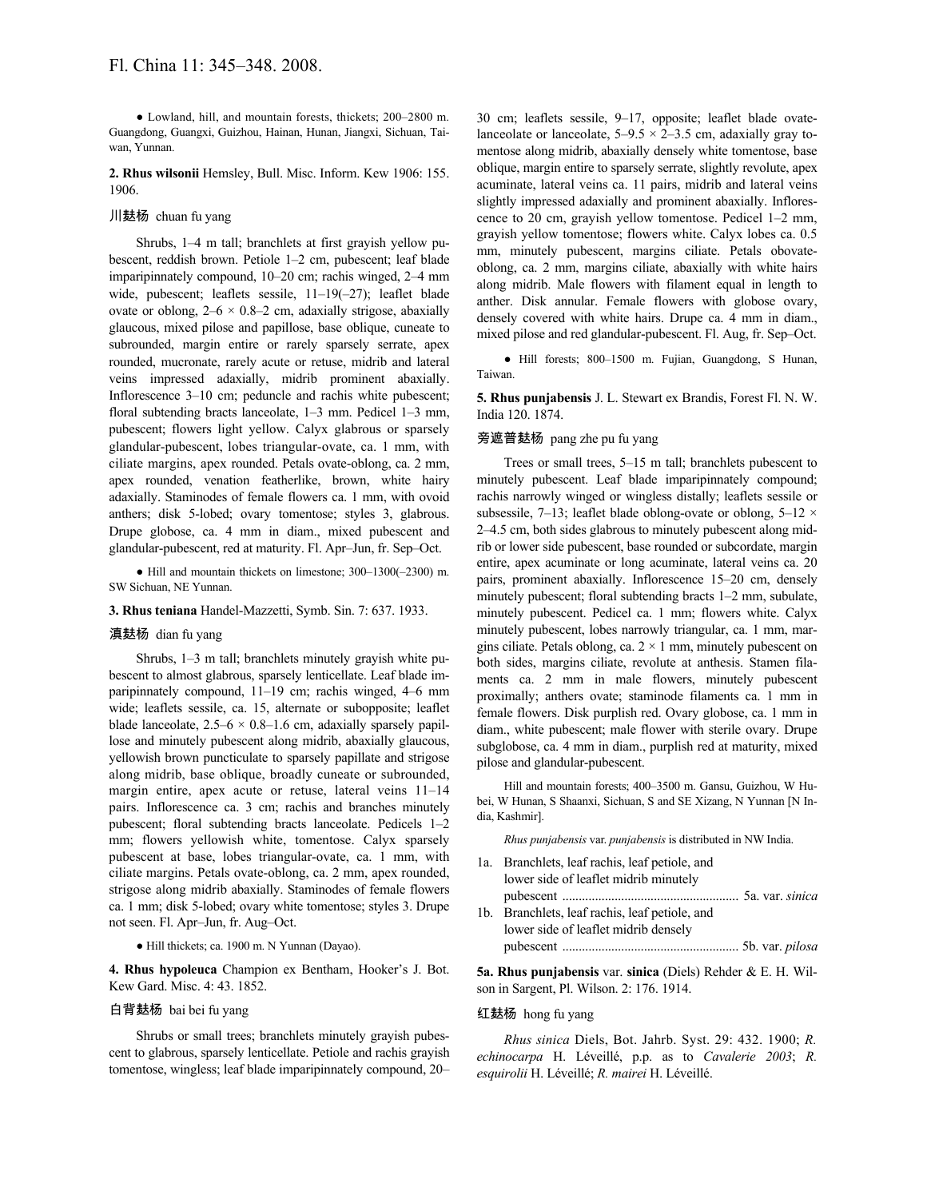● Lowland, hill, and mountain forests, thickets; 200–2800 m. Guangdong, Guangxi, Guizhou, Hainan, Hunan, Jiangxi, Sichuan, Taiwan, Yunnan.

**2. Rhus wilsonii** Hemsley, Bull. Misc. Inform. Kew 1906: 155. 1906.

川麸杨 chuan fu yang

Shrubs, 1–4 m tall; branchlets at first grayish yellow pubescent, reddish brown. Petiole 1–2 cm, pubescent; leaf blade imparipinnately compound, 10–20 cm; rachis winged, 2–4 mm wide, pubescent; leaflets sessile, 11–19(–27); leaflet blade ovate or oblong, 2–6 × 0.8–2 cm, adaxially strigose, abaxially glaucous, mixed pilose and papillose, base oblique, cuneate to subrounded, margin entire or rarely sparsely serrate, apex rounded, mucronate, rarely acute or retuse, midrib and lateral veins impressed adaxially, midrib prominent abaxially. Inflorescence 3–10 cm; peduncle and rachis white pubescent; floral subtending bracts lanceolate, 1–3 mm. Pedicel 1–3 mm, pubescent; flowers light yellow. Calyx glabrous or sparsely glandular-pubescent, lobes triangular-ovate, ca. 1 mm, with ciliate margins, apex rounded. Petals ovate-oblong, ca. 2 mm, apex rounded, venation featherlike, brown, white hairy adaxially. Staminodes of female flowers ca. 1 mm, with ovoid anthers; disk 5-lobed; ovary tomentose; styles 3, glabrous. Drupe globose, ca. 4 mm in diam., mixed pubescent and glandular-pubescent, red at maturity. Fl. Apr–Jun, fr. Sep–Oct.

● Hill and mountain thickets on limestone; 300–1300(–2300) m. SW Sichuan, NE Yunnan.

**3. Rhus teniana** Handel-Mazzetti, Symb. Sin. 7: 637. 1933.

滇麸杨 dian fu yang

Shrubs, 1–3 m tall; branchlets minutely grayish white pubescent to almost glabrous, sparsely lenticellate. Leaf blade imparipinnately compound, 11–19 cm; rachis winged, 4–6 mm wide; leaflets sessile, ca. 15, alternate or subopposite; leaflet blade lanceolate, 2.5–6 × 0.8–1.6 cm, adaxially sparsely papillose and minutely pubescent along midrib, abaxially glaucous, yellowish brown puncticulate to sparsely papillate and strigose along midrib, base oblique, broadly cuneate or subrounded, margin entire, apex acute or retuse, lateral veins 11–14 pairs. Inflorescence ca. 3 cm; rachis and branches minutely pubescent; floral subtending bracts lanceolate. Pedicels 1–2 mm; flowers yellowish white, tomentose. Calyx sparsely pubescent at base, lobes triangular-ovate, ca. 1 mm, with ciliate margins. Petals ovate-oblong, ca. 2 mm, apex rounded, strigose along midrib abaxially. Staminodes of female flowers ca. 1 mm; disk 5-lobed; ovary white tomentose; styles 3. Drupe not seen. Fl. Apr–Jun, fr. Aug–Oct.

● Hill thickets; ca. 1900 m. N Yunnan (Dayao).

**4. Rhus hypoleuca** Champion ex Bentham, Hooker's J. Bot. Kew Gard. Misc. 4: 43. 1852.

白背麸杨 bai bei fu yang

Shrubs or small trees; branchlets minutely grayish pubescent to glabrous, sparsely lenticellate. Petiole and rachis grayish tomentose, wingless; leaf blade imparipinnately compound, 20–30 cm; leaflets sessile, 9–17, opposite; leaflet blade ovate-lanceolate or lanceolate, 5–9.5 × 2–3.5 cm, adaxially gray tomentose along midrib, abaxially densely white tomentose, base oblique, margin entire to sparsely serrate, slightly revolute, apex acuminate, lateral veins ca. 11 pairs, midrib and lateral veins slightly impressed adaxially and prominent abaxially. Inflorescence to 20 cm, grayish yellow tomentose. Pedicel 1–2 mm, grayish yellow tomentose; flowers white. Calyx lobes ca. 0.5 mm, minutely pubescent, margins ciliate. Petals obovate-oblong, ca. 2 mm, margins ciliate, abaxially with white hairs along midrib. Male flowers with filament equal in length to anther. Disk annular. Female flowers with globose ovary, densely covered with white hairs. Drupe ca. 4 mm in diam., mixed pilose and red glandular-pubescent. Fl. Aug, fr. Sep–Oct.

● Hill forests; 800–1500 m. Fujian, Guangdong, S Hunan, Taiwan.

**5. Rhus punjabensis** J. L. Stewart ex Brandis, Forest Fl. N. W. India 120. 1874.

旁遮普麸杨 pang zhe pu fu yang

Trees or small trees, 5–15 m tall; branchlets pubescent to minutely pubescent. Leaf blade imparipinnately compound; rachis narrowly winged or wingless distally; leaflets sessile or subsessile, 7–13; leaflet blade oblong-ovate or oblong, 5–12 × 2–4.5 cm, both sides glabrous to minutely pubescent along midrib or lower side pubescent, base rounded or subcordate, margin entire, apex acuminate or long acuminate, lateral veins ca. 20 pairs, prominent abaxially. Inflorescence 15–20 cm, densely minutely pubescent; floral subtending bracts 1–2 mm, subulate, minutely pubescent. Pedicel ca. 1 mm; flowers white. Calyx minutely pubescent, lobes narrowly triangular, ca. 1 mm, margins ciliate. Petals oblong, ca. 2 × 1 mm, minutely pubescent on both sides, margins ciliate, revolute at anthesis. Stamen filaments ca. 2 mm in male flowers, minutely pubescent proximally; anthers ovate; staminode filaments ca. 1 mm in female flowers. Disk purplish red. Ovary globose, ca. 1 mm in diam., white pubescent; male flower with sterile ovary. Drupe subglobose, ca. 4 mm in diam., purplish red at maturity, mixed pilose and glandular-pubescent.

Hill and mountain forests; 400–3500 m. Gansu, Guizhou, W Hubei, W Hunan, S Shaanxi, Sichuan, S and SE Xizang, N Yunnan [N India, Kashmir].

*Rhus punjabensis* var. *punjabensis* is distributed in NW India.

1a. Branchlets, leaf rachis, leaf petiole, and lower side of leaflet midrib minutely pubescent ..................................................... 5a. var. *sinica*
1b. Branchlets, leaf rachis, leaf petiole, and lower side of leaflet midrib densely pubescent ..................................................... 5b. var. *pilosa*

**5a. Rhus punjabensis** var. **sinica** (Diels) Rehder & E. H. Wilson in Sargent, Pl. Wilson. 2: 176. 1914.

红麸杨 hong fu yang

*Rhus sinica* Diels, Bot. Jahrb. Syst. 29: 432. 1900; *R. echinocarpa* H. Léveillé, p.p. as to *Cavalerie 2003*; *R. esquirolii* H. Léveillé; *R. mairei* H. Léveillé.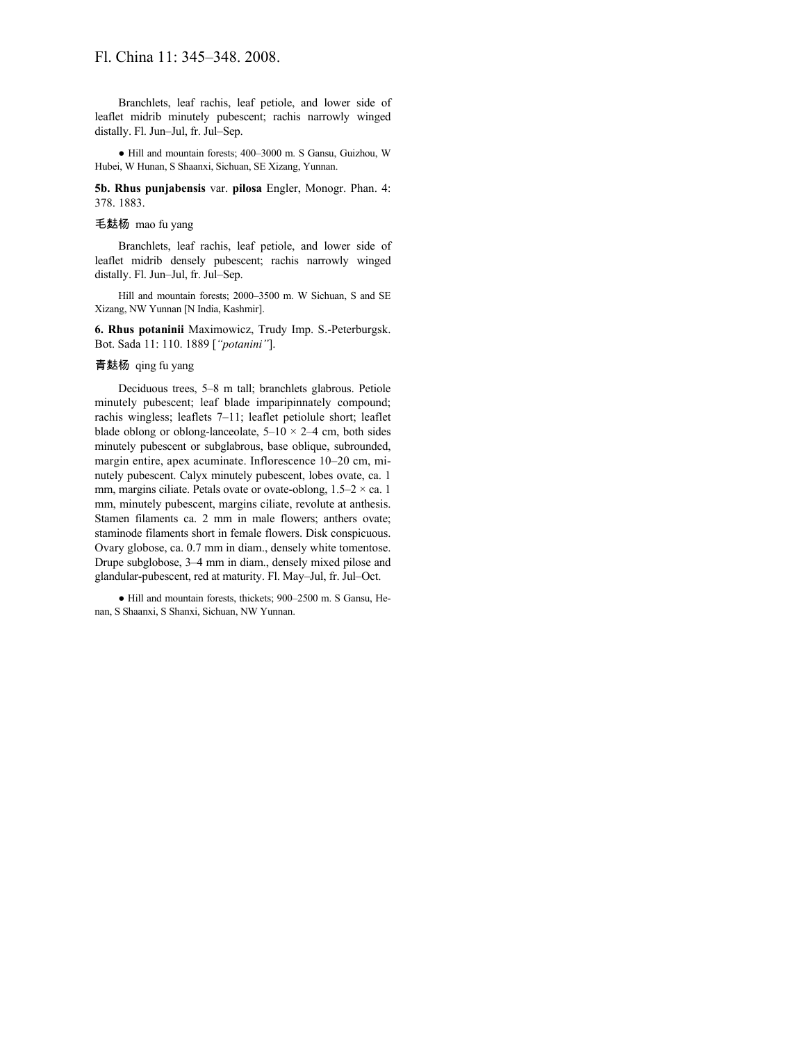Branchlets, leaf rachis, leaf petiole, and lower side of leaflet midrib minutely pubescent; rachis narrowly winged distally. Fl. Jun–Jul, fr. Jul–Sep.

● Hill and mountain forests; 400–3000 m. S Gansu, Guizhou, W Hubei, W Hunan, S Shaanxi, Sichuan, SE Xizang, Yunnan.

**5b. Rhus punjabensis** var. **pilosa** Engler, Monogr. Phan. 4: 378. 1883.

毛麸杨 mao fu yang

Branchlets, leaf rachis, leaf petiole, and lower side of leaflet midrib densely pubescent; rachis narrowly winged distally. Fl. Jun–Jul, fr. Jul–Sep.

Hill and mountain forests; 2000–3500 m. W Sichuan, S and SE Xizang, NW Yunnan [N India, Kashmir].

**6. Rhus potaninii** Maximowicz, Trudy Imp. S.-Peterburgsk. Bot. Sada 11: 110. 1889 [*"potanini"*].

青麸杨 qing fu yang

Deciduous trees, 5–8 m tall; branchlets glabrous. Petiole minutely pubescent; leaf blade imparipinnately compound; rachis wingless; leaflets 7–11; leaflet petiolule short; leaflet blade oblong or oblong-lanceolate, 5–10 × 2–4 cm, both sides minutely pubescent or subglabrous, base oblique, subrounded, margin entire, apex acuminate. Inflorescence 10–20 cm, minutely pubescent. Calyx minutely pubescent, lobes ovate, ca. 1 mm, margins ciliate. Petals ovate or ovate-oblong, 1.5–2 × ca. 1 mm, minutely pubescent, margins ciliate, revolute at anthesis. Stamen filaments ca. 2 mm in male flowers; anthers ovate; staminode filaments short in female flowers. Disk conspicuous. Ovary globose, ca. 0.7 mm in diam., densely white tomentose. Drupe subglobose, 3–4 mm in diam., densely mixed pilose and glandular-pubescent, red at maturity. Fl. May–Jul, fr. Jul–Oct.

● Hill and mountain forests, thickets; 900–2500 m. S Gansu, Henan, S Shaanxi, S Shanxi, Sichuan, NW Yunnan.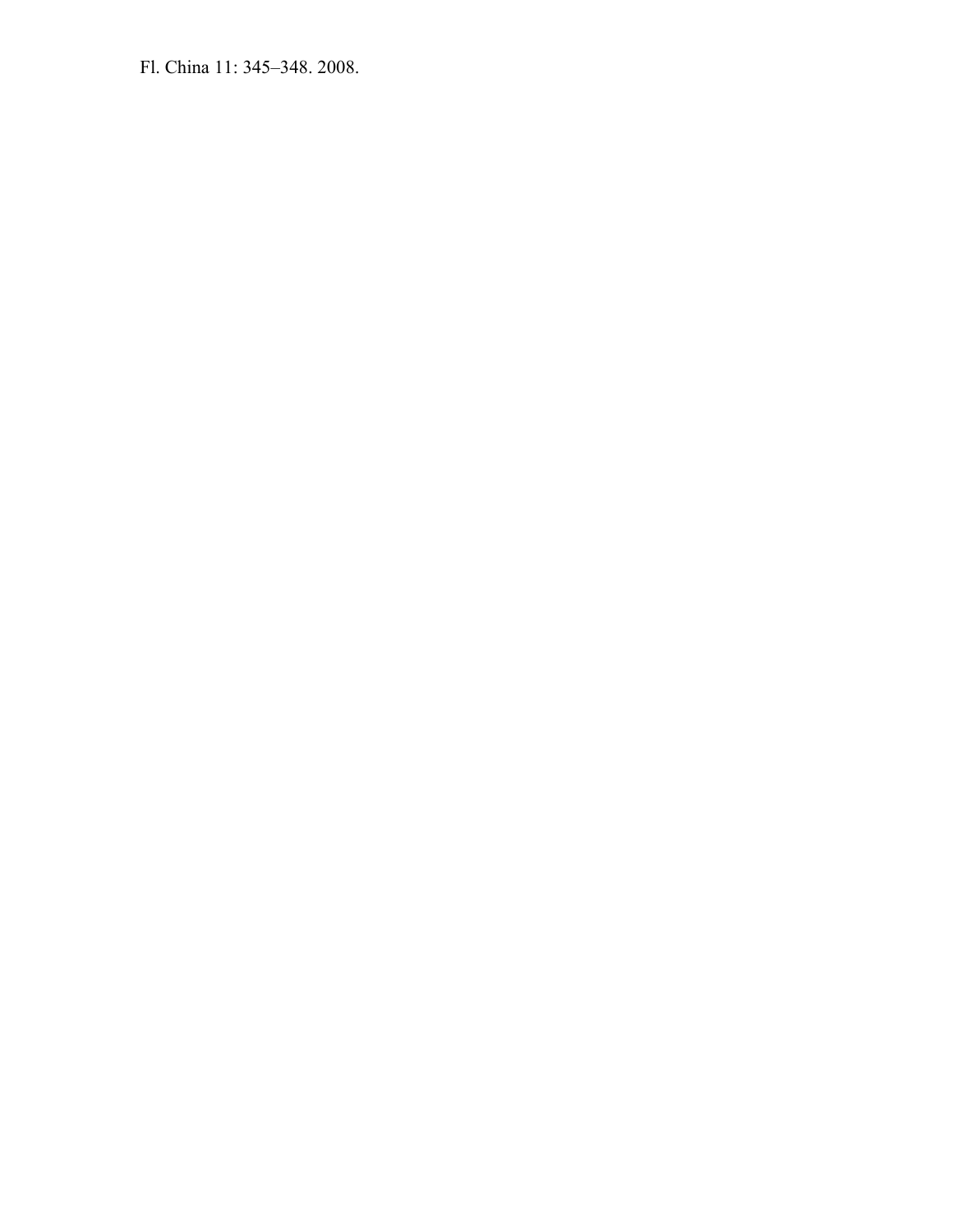Fl. China 11: 345–348. 2008.